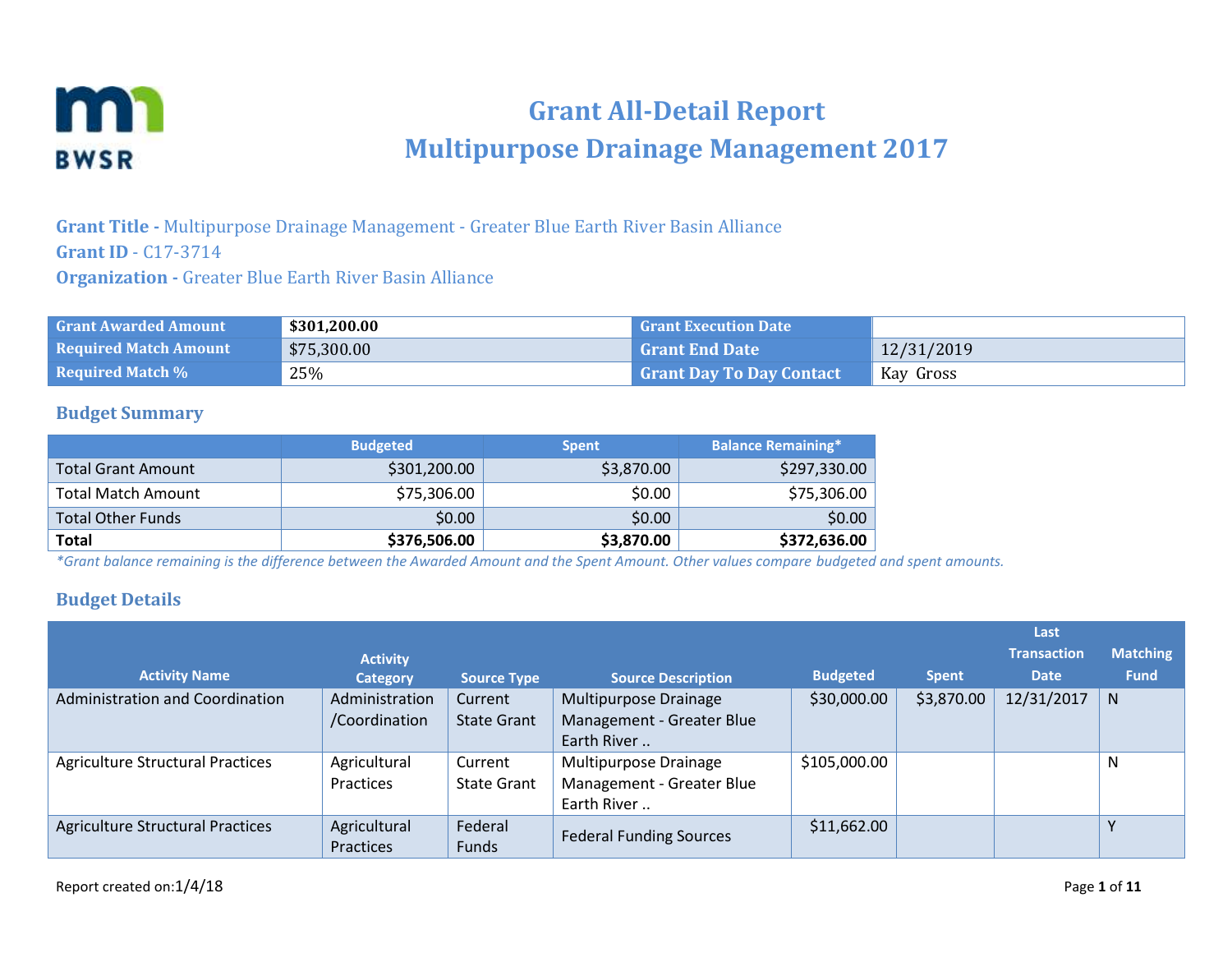# Grant All-Detail Report
# Multipurpose Drainage Management 2017

**Grant Title -** Multipurpose Drainage Management - Greater Blue Earth River Basin Alliance
**Grant ID** - C17-3714
**Organization -** Greater Blue Earth River Basin Alliance

| Grant Awarded Amount | $301,200.00 | Grant Execution Date | |
|---|---|---|---|
| Required Match Amount | $75,300.00 | Grant End Date | 12/31/2019 |
| Required Match % | 25% | Grant Day To Day Contact | Kay Gross |

## Budget Summary

| | Budgeted | Spent | Balance Remaining* |
|---|---|---|---|
| Total Grant Amount | $301,200.00 | $3,870.00 | $297,330.00 |
| Total Match Amount | $75,306.00 | $0.00 | $75,306.00 |
| Total Other Funds | $0.00 | $0.00 | $0.00 |
| **Total** | **$376,506.00** | **$3,870.00** | **$372,636.00** |

*\*Grant balance remaining is the difference between the Awarded Amount and the Spent Amount. Other values compare budgeted and spent amounts.*

## Budget Details

| Activity Name | Activity Category | Source Type | Source Description | Budgeted | Spent | Last Transaction Date | Matching Fund |
|---|---|---|---|---|---|---|---|
| Administration and Coordination | Administration /Coordination | Current State Grant | Multipurpose Drainage Management - Greater Blue Earth River .. | $30,000.00 | $3,870.00 | 12/31/2017 | N |
| Agriculture Structural Practices | Agricultural Practices | Current State Grant | Multipurpose Drainage Management - Greater Blue Earth River .. | $105,000.00 | | | N |
| Agriculture Structural Practices | Agricultural Practices | Federal Funds | Federal Funding Sources | $11,662.00 | | | Y |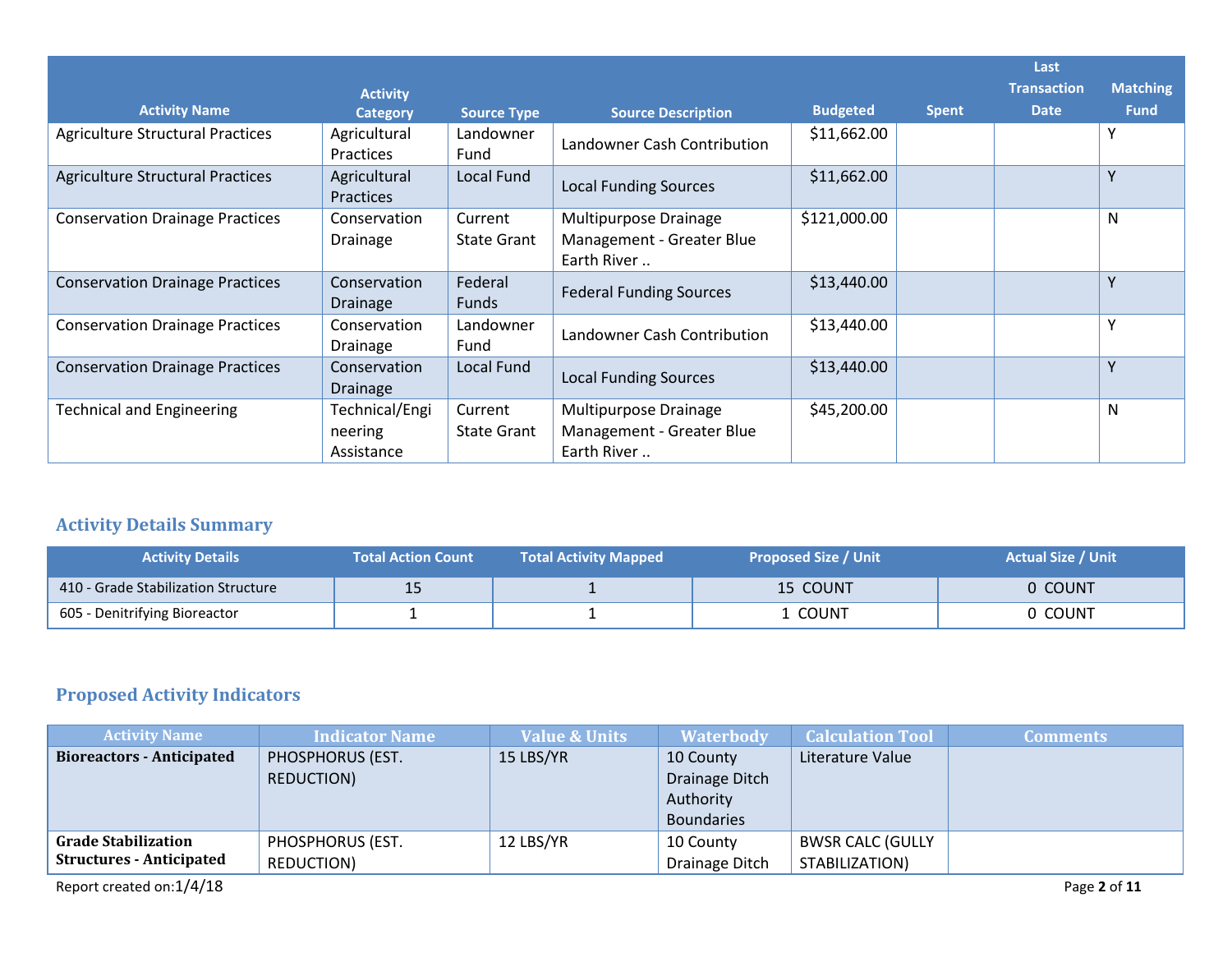| Activity Name | Activity Category | Source Type | Source Description | Budgeted | Spent | Last Transaction Date | Matching Fund |
|---|---|---|---|---|---|---|---|
| Agriculture Structural Practices | Agricultural Practices | Landowner Fund | Landowner Cash Contribution | $11,662.00 | | | Y |
| Agriculture Structural Practices | Agricultural Practices | Local Fund | Local Funding Sources | $11,662.00 | | | Y |
| Conservation Drainage Practices | Conservation Drainage | Current State Grant | Multipurpose Drainage Management - Greater Blue Earth River .. | $121,000.00 | | | N |
| Conservation Drainage Practices | Conservation Drainage | Federal Funds | Federal Funding Sources | $13,440.00 | | | Y |
| Conservation Drainage Practices | Conservation Drainage | Landowner Fund | Landowner Cash Contribution | $13,440.00 | | | Y |
| Conservation Drainage Practices | Conservation Drainage | Local Fund | Local Funding Sources | $13,440.00 | | | Y |
| Technical and Engineering | Technical/Engineering Assistance | Current State Grant | Multipurpose Drainage Management - Greater Blue Earth River .. | $45,200.00 | | | N |

## Activity Details Summary

| Activity Details | Total Action Count | Total Activity Mapped | Proposed Size / Unit | Actual Size / Unit |
|---|---|---|---|---|
| 410 - Grade Stabilization Structure | 15 | 1 | 15 COUNT | 0 COUNT |
| 605 - Denitrifying Bioreactor | 1 | 1 | 1 COUNT | 0 COUNT |

## Proposed Activity Indicators

| Activity Name | Indicator Name | Value & Units | Waterbody | Calculation Tool | Comments |
|---|---|---|---|---|---|
| **Bioreactors - Anticipated** | PHOSPHORUS (EST. REDUCTION) | 15 LBS/YR | 10 County Drainage Ditch Authority Boundaries | Literature Value | |
| **Grade Stabilization Structures - Anticipated** | PHOSPHORUS (EST. REDUCTION) | 12 LBS/YR | 10 County Drainage Ditch | BWSR CALC (GULLY STABILIZATION) | |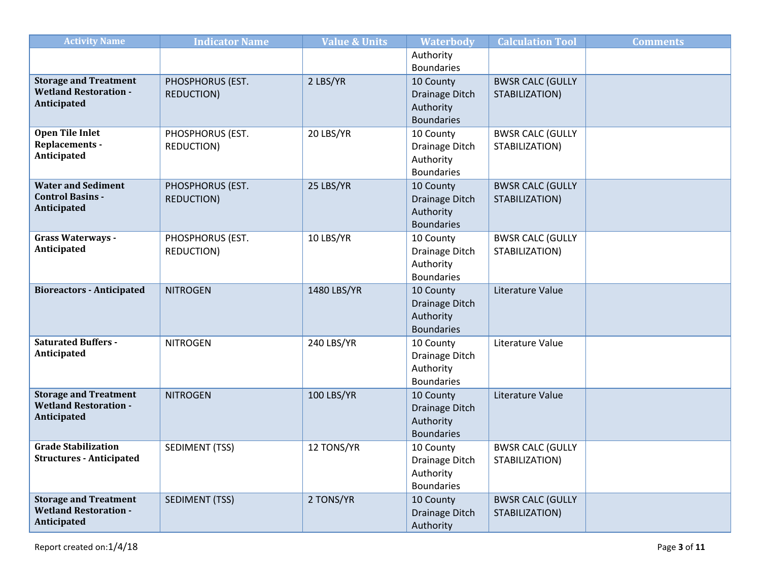| Activity Name | Indicator Name | Value & Units | Waterbody | Calculation Tool | Comments |
|---|---|---|---|---|---|
| | | | Authority Boundaries | | |
| **Storage and Treatment Wetland Restoration - Anticipated** | PHOSPHORUS (EST. REDUCTION) | 2 LBS/YR | 10 County Drainage Ditch Authority Boundaries | BWSR CALC (GULLY STABILIZATION) | |
| **Open Tile Inlet Replacements - Anticipated** | PHOSPHORUS (EST. REDUCTION) | 20 LBS/YR | 10 County Drainage Ditch Authority Boundaries | BWSR CALC (GULLY STABILIZATION) | |
| **Water and Sediment Control Basins - Anticipated** | PHOSPHORUS (EST. REDUCTION) | 25 LBS/YR | 10 County Drainage Ditch Authority Boundaries | BWSR CALC (GULLY STABILIZATION) | |
| **Grass Waterways - Anticipated** | PHOSPHORUS (EST. REDUCTION) | 10 LBS/YR | 10 County Drainage Ditch Authority Boundaries | BWSR CALC (GULLY STABILIZATION) | |
| **Bioreactors - Anticipated** | NITROGEN | 1480 LBS/YR | 10 County Drainage Ditch Authority Boundaries | Literature Value | |
| **Saturated Buffers - Anticipated** | NITROGEN | 240 LBS/YR | 10 County Drainage Ditch Authority Boundaries | Literature Value | |
| **Storage and Treatment Wetland Restoration - Anticipated** | NITROGEN | 100 LBS/YR | 10 County Drainage Ditch Authority Boundaries | Literature Value | |
| **Grade Stabilization Structures - Anticipated** | SEDIMENT (TSS) | 12 TONS/YR | 10 County Drainage Ditch Authority Boundaries | BWSR CALC (GULLY STABILIZATION) | |
| **Storage and Treatment Wetland Restoration - Anticipated** | SEDIMENT (TSS) | 2 TONS/YR | 10 County Drainage Ditch Authority | BWSR CALC (GULLY STABILIZATION) | |

Report created on:1/4/18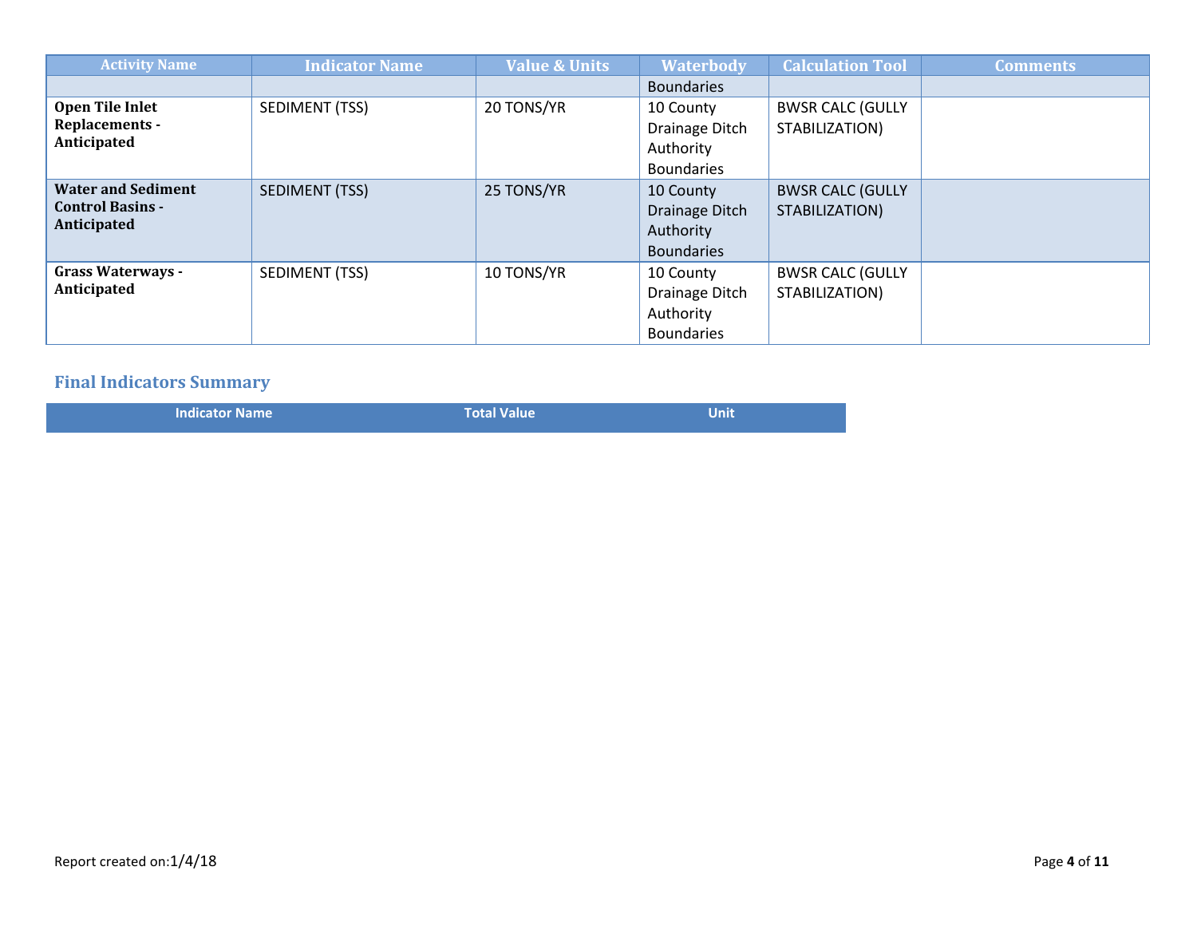| Activity Name | Indicator Name | Value & Units | Waterbody | Calculation Tool | Comments |
|---|---|---|---|---|---|
| | | | Boundaries | | |
| **Open Tile Inlet Replacements - Anticipated** | SEDIMENT (TSS) | 20 TONS/YR | 10 County Drainage Ditch Authority Boundaries | BWSR CALC (GULLY STABILIZATION) | |
| **Water and Sediment Control Basins - Anticipated** | SEDIMENT (TSS) | 25 TONS/YR | 10 County Drainage Ditch Authority Boundaries | BWSR CALC (GULLY STABILIZATION) | |
| **Grass Waterways - Anticipated** | SEDIMENT (TSS) | 10 TONS/YR | 10 County Drainage Ditch Authority Boundaries | BWSR CALC (GULLY STABILIZATION) | |

## Final Indicators Summary

| Indicator Name | Total Value | Unit |
|---|---|---|

Report created on:1/4/18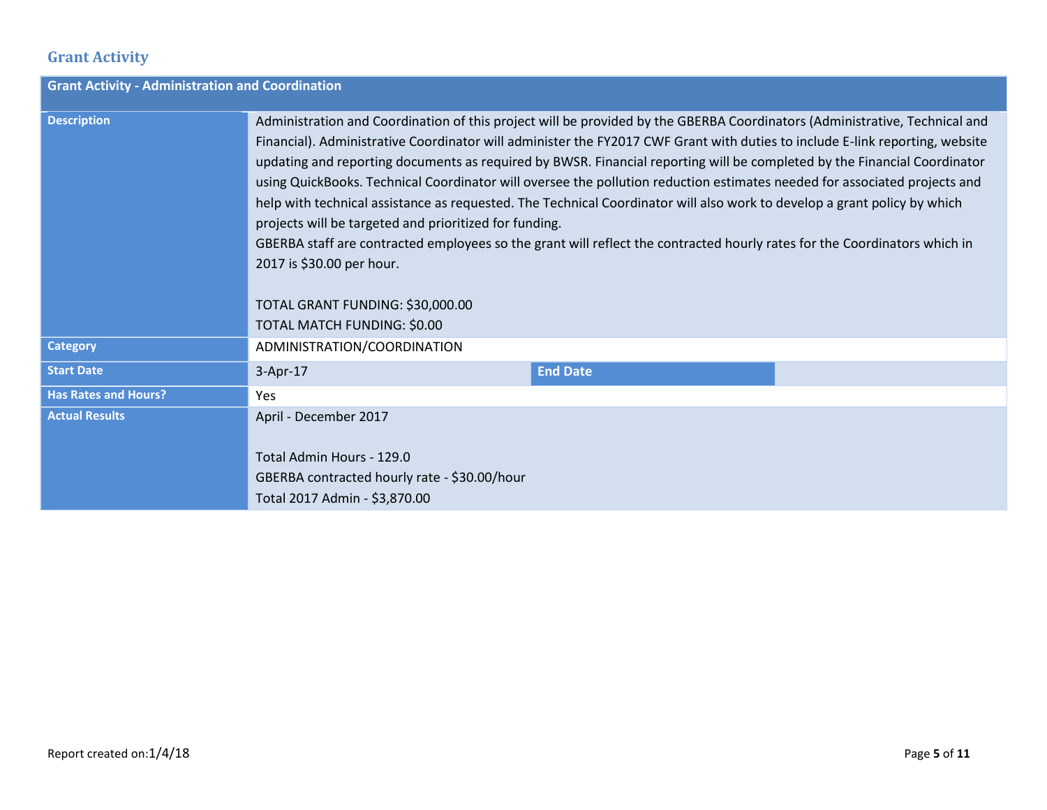## Grant Activity

| Grant Activity - Administration and Coordination | | | |
|---|---|---|---|
| **Description** | Administration and Coordination of this project will be provided by the GBERBA Coordinators (Administrative, Technical and Financial). Administrative Coordinator will administer the FY2017 CWF Grant with duties to include E-link reporting, website updating and reporting documents as required by BWSR. Financial reporting will be completed by the Financial Coordinator using QuickBooks. Technical Coordinator will oversee the pollution reduction estimates needed for associated projects and help with technical assistance as requested. The Technical Coordinator will also work to develop a grant policy by which projects will be targeted and prioritized for funding.<br>GBERBA staff are contracted employees so the grant will reflect the contracted hourly rates for the Coordinators which in 2017 is $30.00 per hour.<br><br>TOTAL GRANT FUNDING: $30,000.00<br>TOTAL MATCH FUNDING: $0.00 | | |
| **Category** | ADMINISTRATION/COORDINATION | | |
| **Start Date** | 3-Apr-17 | **End Date** | |
| **Has Rates and Hours?** | Yes | | |
| **Actual Results** | April - December 2017<br><br>Total Admin Hours - 129.0<br>GBERBA contracted hourly rate - $30.00/hour<br>Total 2017 Admin - $3,870.00 | | |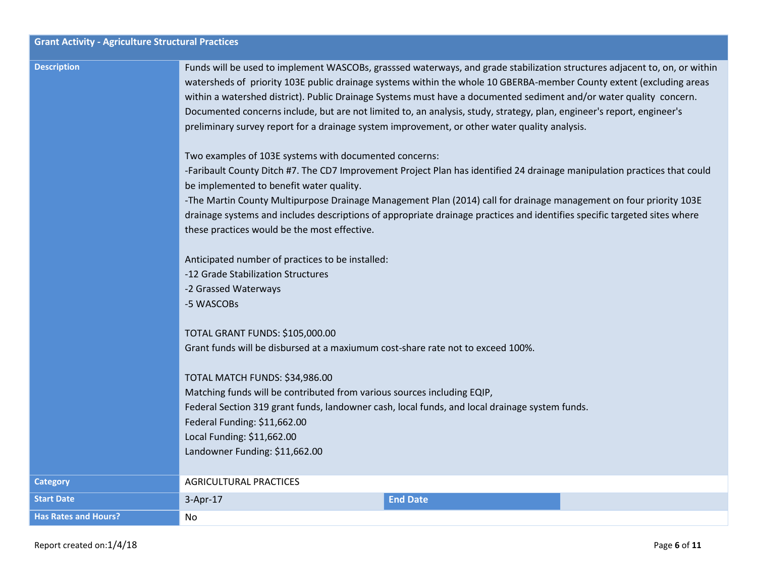| Grant Activity - Agriculture Structural Practices | | | |
|---|---|---|---|
| **Description** | Funds will be used to implement WASCOBs, grasssed waterways, and grade stabilization structures adjacent to, on, or within watersheds of priority 103E public drainage systems within the whole 10 GBERBA-member County extent (excluding areas within a watershed district). Public Drainage Systems must have a documented sediment and/or water quality concern. Documented concerns include, but are not limited to, an analysis, study, strategy, plan, engineer's report, engineer's preliminary survey report for a drainage system improvement, or other water quality analysis.<br><br>Two examples of 103E systems with documented concerns:<br>-Faribault County Ditch #7. The CD7 Improvement Project Plan has identified 24 drainage manipulation practices that could be implemented to benefit water quality.<br>-The Martin County Multipurpose Drainage Management Plan (2014) call for drainage management on four priority 103E drainage systems and includes descriptions of appropriate drainage practices and identifies specific targeted sites where these practices would be the most effective.<br><br>Anticipated number of practices to be installed:<br>-12 Grade Stabilization Structures<br>-2 Grassed Waterways<br>-5 WASCOBs<br><br>TOTAL GRANT FUNDS: $105,000.00<br>Grant funds will be disbursed at a maxiumum cost-share rate not to exceed 100%.<br><br>TOTAL MATCH FUNDS: $34,986.00<br>Matching funds will be contributed from various sources including EQIP,<br>Federal Section 319 grant funds, landowner cash, local funds, and local drainage system funds.<br>Federal Funding: $11,662.00<br>Local Funding: $11,662.00<br>Landowner Funding: $11,662.00 | | |
| **Category** | AGRICULTURAL PRACTICES | | |
| **Start Date** | 3-Apr-17 | **End Date** | |
| **Has Rates and Hours?** | No | | |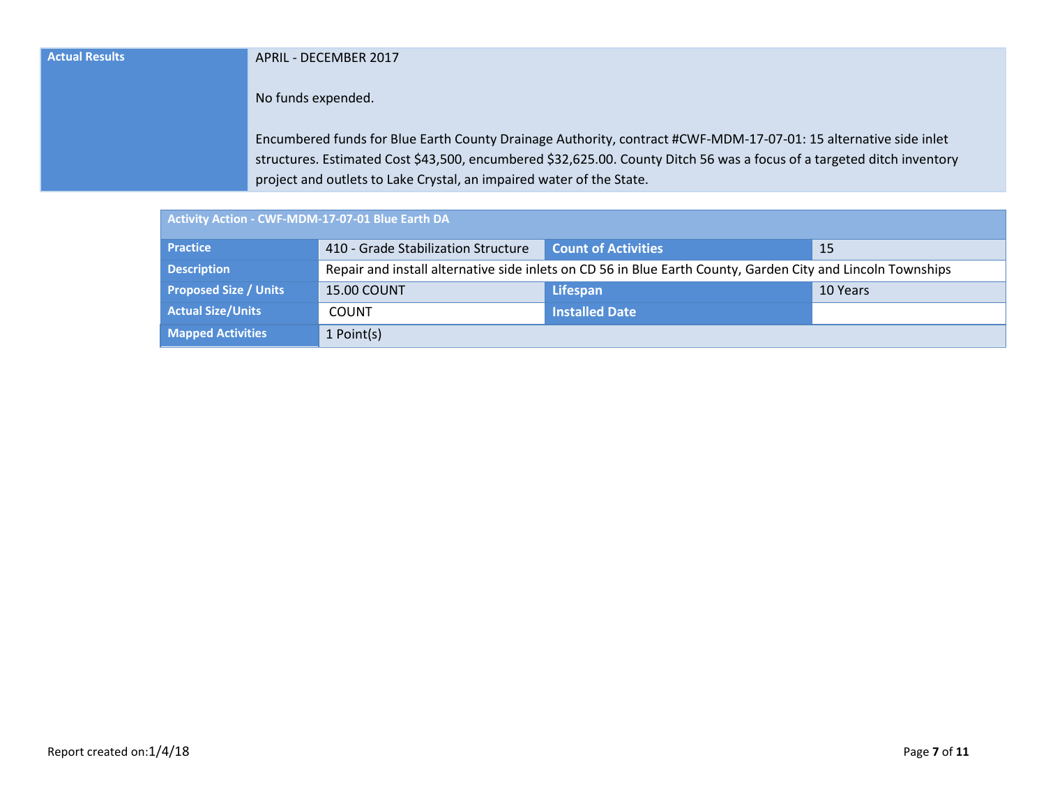| Actual Results | APRIL - DECEMBER 2017<br><br>No funds expended.<br><br>Encumbered funds for Blue Earth County Drainage Authority, contract #CWF-MDM-17-07-01: 15 alternative side inlet structures. Estimated Cost $43,500, encumbered $32,625.00. County Ditch 56 was a focus of a targeted ditch inventory project and outlets to Lake Crystal, an impaired water of the State. |
|---|---|

| Activity Action - CWF-MDM-17-07-01 Blue Earth DA | | | |
|---|---|---|---|
| Practice | 410 - Grade Stabilization Structure | Count of Activities | 15 |
| Description | Repair and install alternative side inlets on CD 56 in Blue Earth County, Garden City and Lincoln Townships | | |
| Proposed Size / Units | 15.00 COUNT | Lifespan | 10 Years |
| Actual Size/Units | COUNT | Installed Date | |
| Mapped Activities | 1 Point(s) | | |

Report created on:1/4/18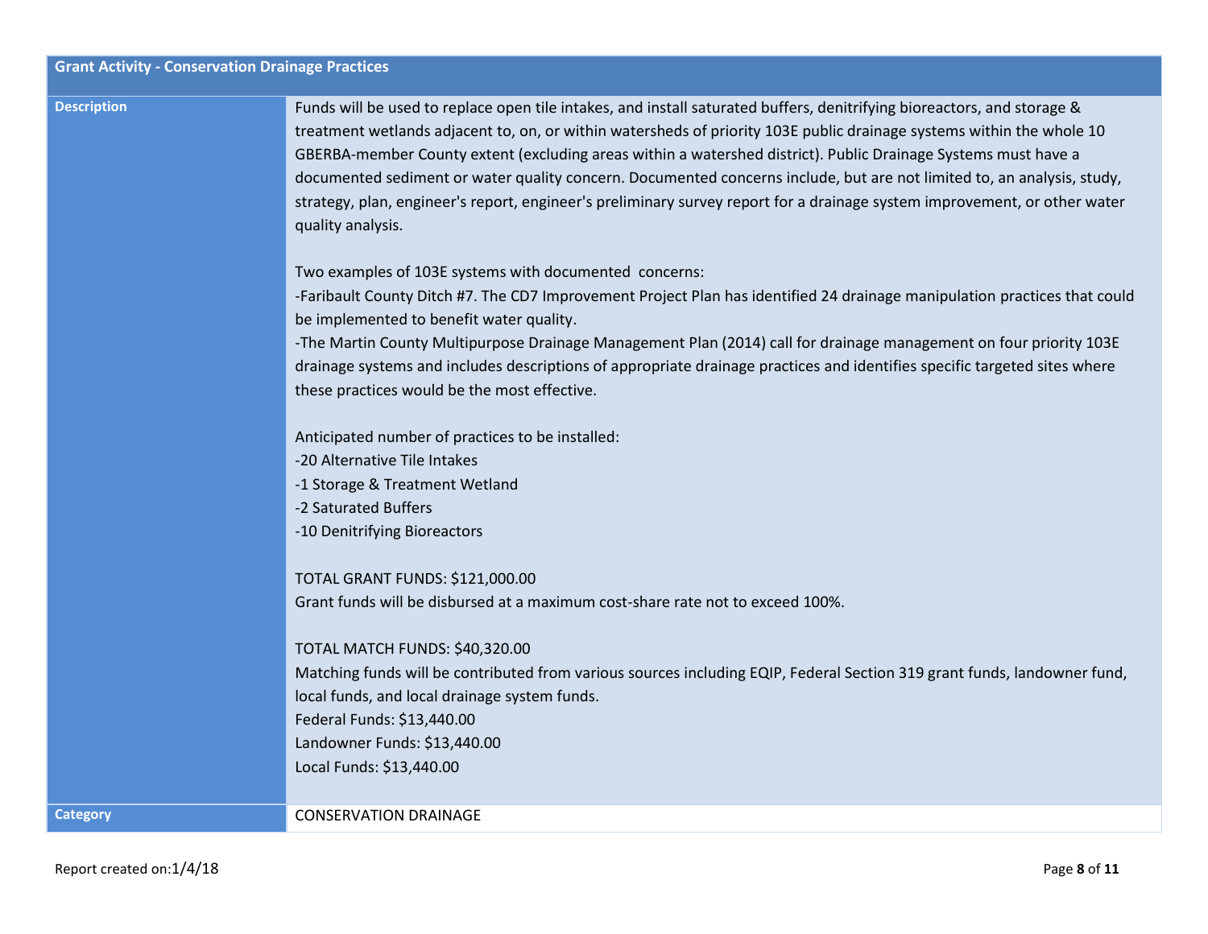| Grant Activity - Conservation Drainage Practices | |
|---|---|
| **Description** | Funds will be used to replace open tile intakes, and install saturated buffers, denitrifying bioreactors, and storage & treatment wetlands adjacent to, on, or within watersheds of priority 103E public drainage systems within the whole 10 GBERBA-member County extent (excluding areas within a watershed district). Public Drainage Systems must have a documented sediment or water quality concern. Documented concerns include, but are not limited to, an analysis, study, strategy, plan, engineer's report, engineer's preliminary survey report for a drainage system improvement, or other water quality analysis.<br><br>Two examples of 103E systems with documented concerns:<br>-Faribault County Ditch #7. The CD7 Improvement Project Plan has identified 24 drainage manipulation practices that could be implemented to benefit water quality.<br>-The Martin County Multipurpose Drainage Management Plan (2014) call for drainage management on four priority 103E drainage systems and includes descriptions of appropriate drainage practices and identifies specific targeted sites where these practices would be the most effective.<br><br>Anticipated number of practices to be installed:<br>-20 Alternative Tile Intakes<br>-1 Storage & Treatment Wetland<br>-2 Saturated Buffers<br>-10 Denitrifying Bioreactors<br><br>TOTAL GRANT FUNDS: $121,000.00<br>Grant funds will be disbursed at a maximum cost-share rate not to exceed 100%.<br><br>TOTAL MATCH FUNDS: $40,320.00<br>Matching funds will be contributed from various sources including EQIP, Federal Section 319 grant funds, landowner fund, local funds, and local drainage system funds.<br>Federal Funds: $13,440.00<br>Landowner Funds: $13,440.00<br>Local Funds: $13,440.00 |
| **Category** | CONSERVATION DRAINAGE |

Report created on:1/4/18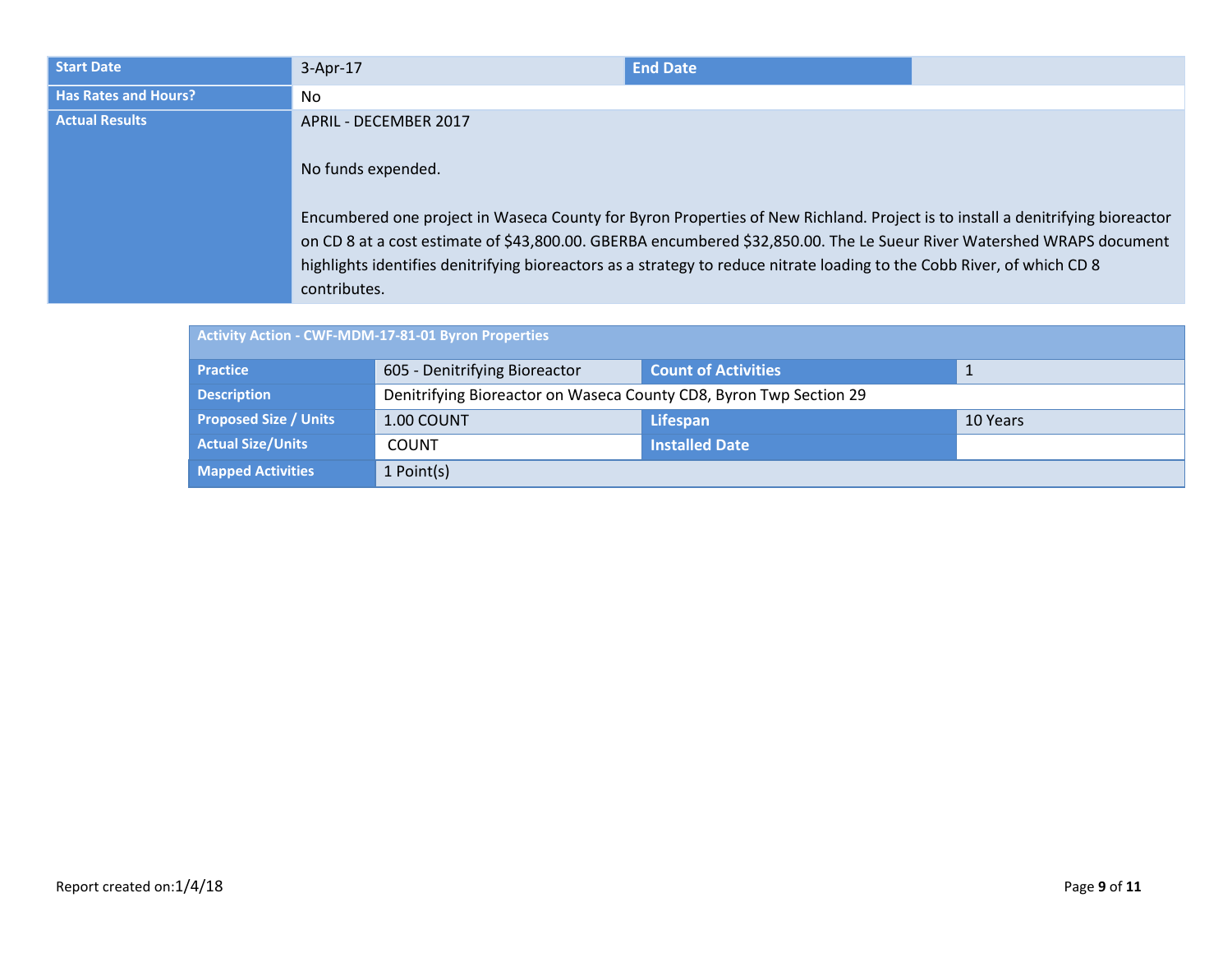| Start Date | 3-Apr-17 | End Date | |
|---|---|---|---|
| Has Rates and Hours? | No | | |
| Actual Results | APRIL - DECEMBER 2017<br><br>No funds expended.<br><br>Encumbered one project in Waseca County for Byron Properties of New Richland. Project is to install a denitrifying bioreactor on CD 8 at a cost estimate of $43,800.00. GBERBA encumbered $32,850.00. The Le Sueur River Watershed WRAPS document highlights identifies denitrifying bioreactors as a strategy to reduce nitrate loading to the Cobb River, of which CD 8 contributes. | | |

| Activity Action - CWF-MDM-17-81-01 Byron Properties | | | |
|---|---|---|---|
| Practice | 605 - Denitrifying Bioreactor | Count of Activities | 1 |
| Description | Denitrifying Bioreactor on Waseca County CD8, Byron Twp Section 29 | | |
| Proposed Size / Units | 1.00 COUNT | Lifespan | 10 Years |
| Actual Size/Units | COUNT | Installed Date | |
| Mapped Activities | 1 Point(s) | | |

Report created on:1/4/18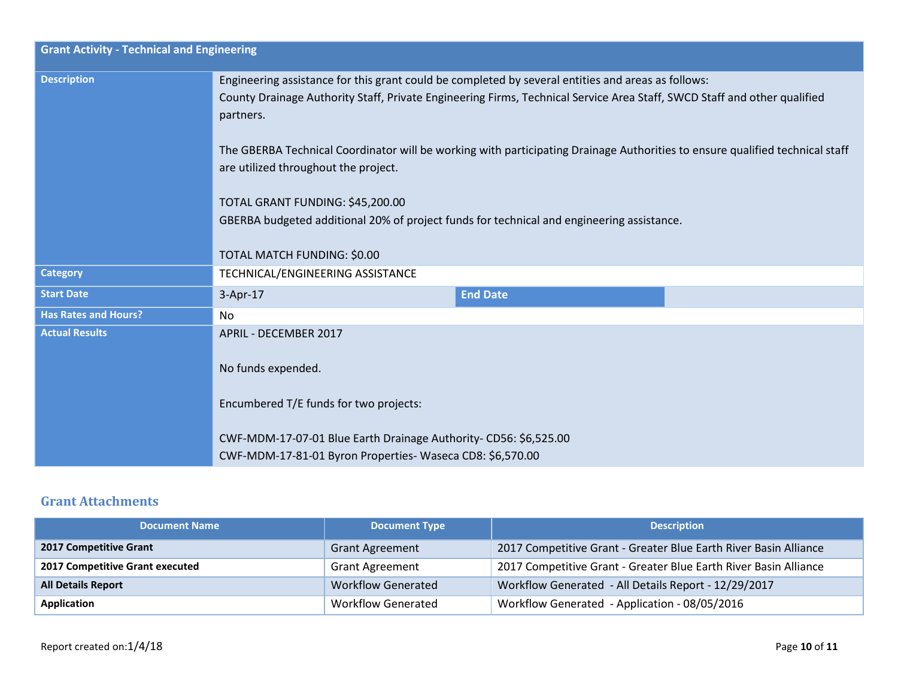| Grant Activity - Technical and Engineering | | | |
|---|---|---|---|
| **Description** | Engineering assistance for this grant could be completed by several entities and areas as follows:<br>County Drainage Authority Staff, Private Engineering Firms, Technical Service Area Staff, SWCD Staff and other qualified partners.<br><br>The GBERBA Technical Coordinator will be working with participating Drainage Authorities to ensure qualified technical staff are utilized throughout the project.<br><br>TOTAL GRANT FUNDING: $45,200.00<br>GBERBA budgeted additional 20% of project funds for technical and engineering assistance.<br><br>TOTAL MATCH FUNDING: $0.00 | | |
| **Category** | TECHNICAL/ENGINEERING ASSISTANCE | | |
| **Start Date** | 3-Apr-17 | **End Date** | |
| **Has Rates and Hours?** | No | | |
| **Actual Results** | APRIL - DECEMBER 2017<br><br>No funds expended.<br><br>Encumbered T/E funds for two projects:<br><br>CWF-MDM-17-07-01 Blue Earth Drainage Authority- CD56: $6,525.00<br>CWF-MDM-17-81-01 Byron Properties- Waseca CD8: $6,570.00 | | |

## Grant Attachments

| Document Name | Document Type | Description |
|---|---|---|
| **2017 Competitive Grant** | Grant Agreement | 2017 Competitive Grant - Greater Blue Earth River Basin Alliance |
| **2017 Competitive Grant executed** | Grant Agreement | 2017 Competitive Grant - Greater Blue Earth River Basin Alliance |
| **All Details Report** | Workflow Generated | Workflow Generated - All Details Report - 12/29/2017 |
| **Application** | Workflow Generated | Workflow Generated - Application - 08/05/2016 |

Report created on:1/4/18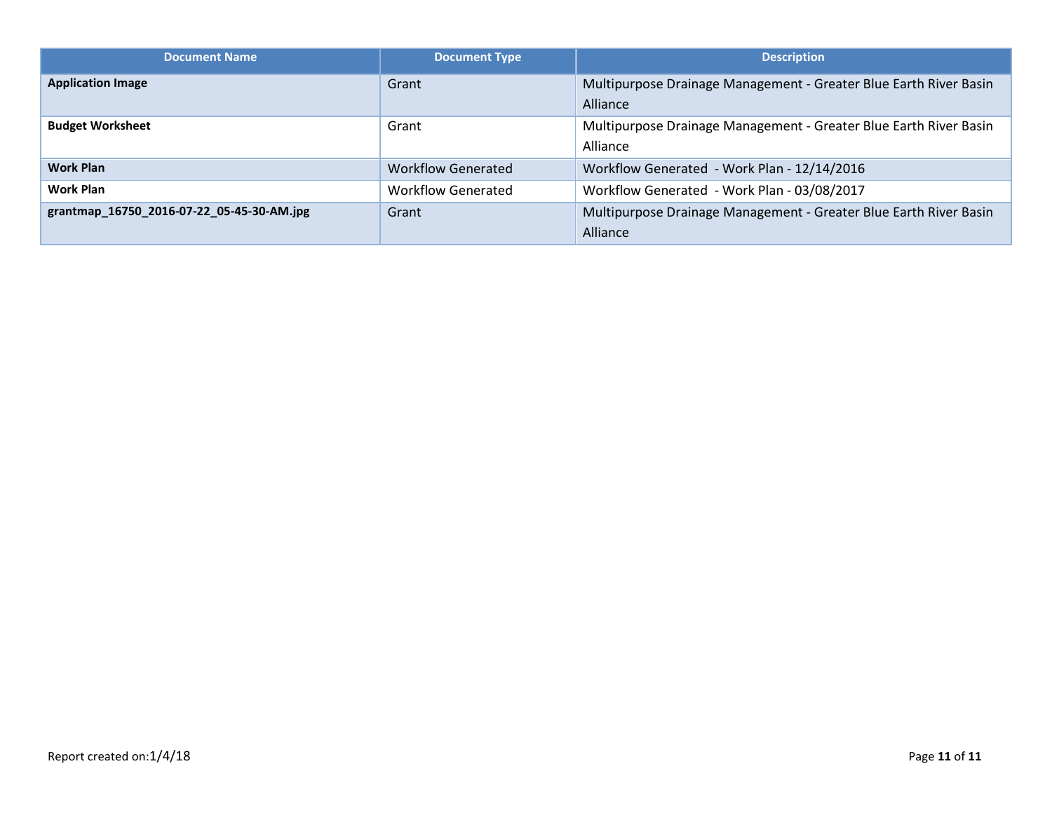| Document Name | Document Type | Description |
| --- | --- | --- |
| **Application Image** | Grant | Multipurpose Drainage Management - Greater Blue Earth River Basin Alliance |
| **Budget Worksheet** | Grant | Multipurpose Drainage Management - Greater Blue Earth River Basin Alliance |
| **Work Plan** | Workflow Generated | Workflow Generated  - Work Plan - 12/14/2016 |
| **Work Plan** | Workflow Generated | Workflow Generated  - Work Plan - 03/08/2017 |
| **grantmap_16750_2016-07-22_05-45-30-AM.jpg** | Grant | Multipurpose Drainage Management - Greater Blue Earth River Basin Alliance |

Report created on:1/4/18